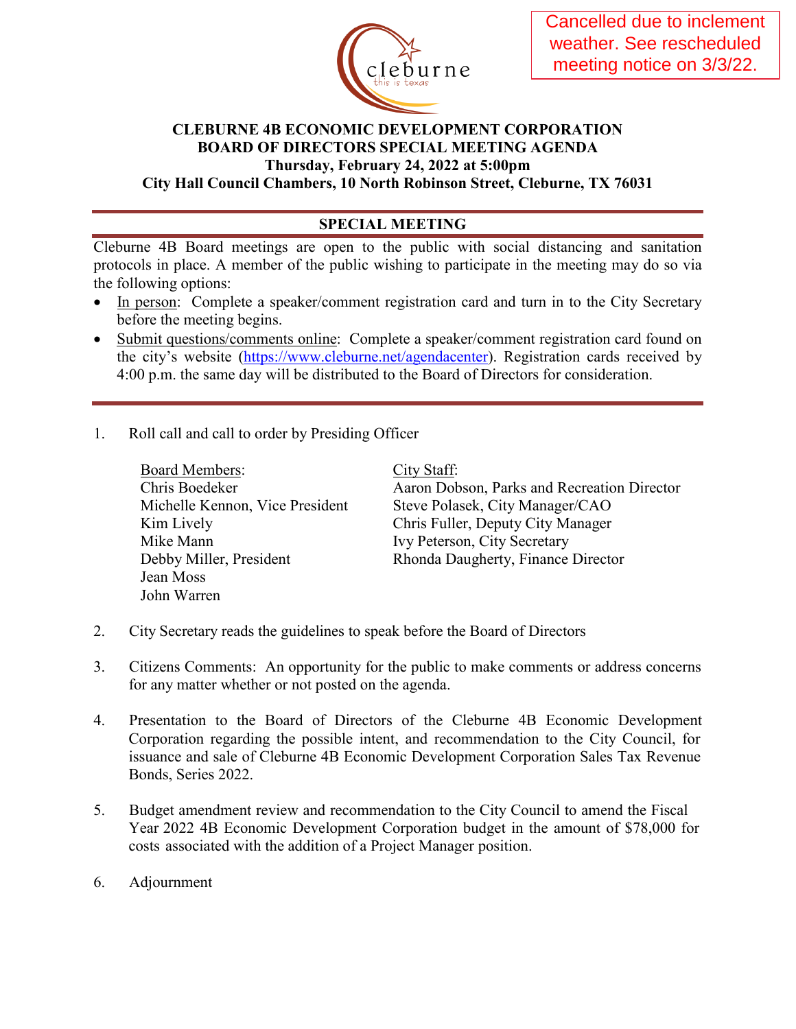Cancelled due to inclement weather. See rescheduled meeting notice on 3/3/22.

# CLEBURNE 4B ECONOMIC DEVELOPMENT CORPORATION
## BOARD OF DIRECTORS SPECIAL MEETING AGENDA
**Thursday, February 24, 2022 at 5:00pm**
**City Hall Council Chambers, 10 North Robinson Street, Cleburne, TX 76031**

---

## SPECIAL MEETING

Cleburne 4B Board meetings are open to the public with social distancing and sanitation protocols in place. A member of the public wishing to participate in the meeting may do so via the following options:

- In person: Complete a speaker/comment registration card and turn in to the City Secretary before the meeting begins.
- Submit questions/comments online: Complete a speaker/comment registration card found on the city's website (https://www.cleburne.net/agendacenter). Registration cards received by 4:00 p.m. the same day will be distributed to the Board of Directors for consideration.

---

1. Roll call and call to order by Presiding Officer

   Board Members:
   Chris Boedeker
   Michelle Kennon, Vice President
   Kim Lively
   Mike Mann
   Debby Miller, President
   Jean Moss
   John Warren

   City Staff:
   Aaron Dobson, Parks and Recreation Director
   Steve Polasek, City Manager/CAO
   Chris Fuller, Deputy City Manager
   Ivy Peterson, City Secretary
   Rhonda Daugherty, Finance Director

2. City Secretary reads the guidelines to speak before the Board of Directors

3. Citizens Comments: An opportunity for the public to make comments or address concerns for any matter whether or not posted on the agenda.

4. Presentation to the Board of Directors of the Cleburne 4B Economic Development Corporation regarding the possible intent, and recommendation to the City Council, for issuance and sale of Cleburne 4B Economic Development Corporation Sales Tax Revenue Bonds, Series 2022.

5. Budget amendment review and recommendation to the City Council to amend the Fiscal Year 2022 4B Economic Development Corporation budget in the amount of $78,000 for costs associated with the addition of a Project Manager position.

6. Adjournment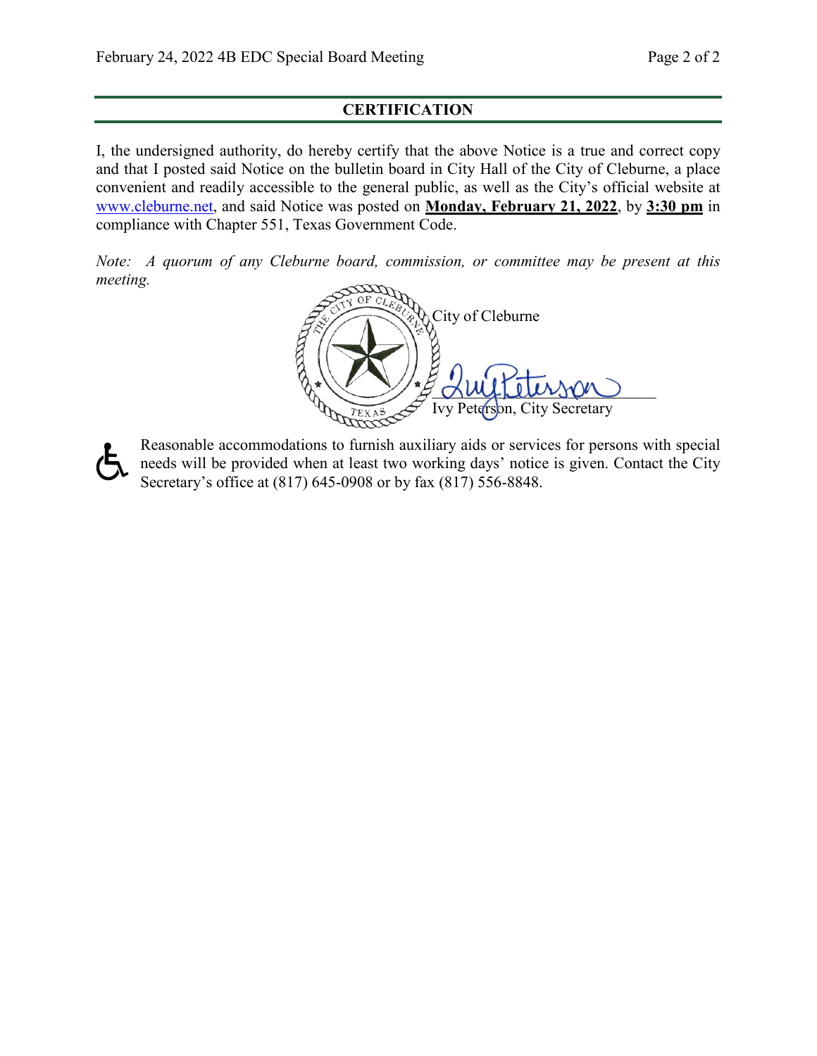## CERTIFICATION

I, the undersigned authority, do hereby certify that the above Notice is a true and correct copy and that I posted said Notice on the bulletin board in City Hall of the City of Cleburne, a place convenient and readily accessible to the general public, as well as the City's official website at www.cleburne.net, and said Notice was posted on **Monday, February 21, 2022**, by **3:30 pm** in compliance with Chapter 551, Texas Government Code.

*Note: A quorum of any Cleburne board, commission, or committee may be present at this meeting.*

City of Cleburne

Ivy Peterson, City Secretary

Reasonable accommodations to furnish auxiliary aids or services for persons with special needs will be provided when at least two working days' notice is given. Contact the City Secretary's office at (817) 645-0908 or by fax (817) 556-8848.